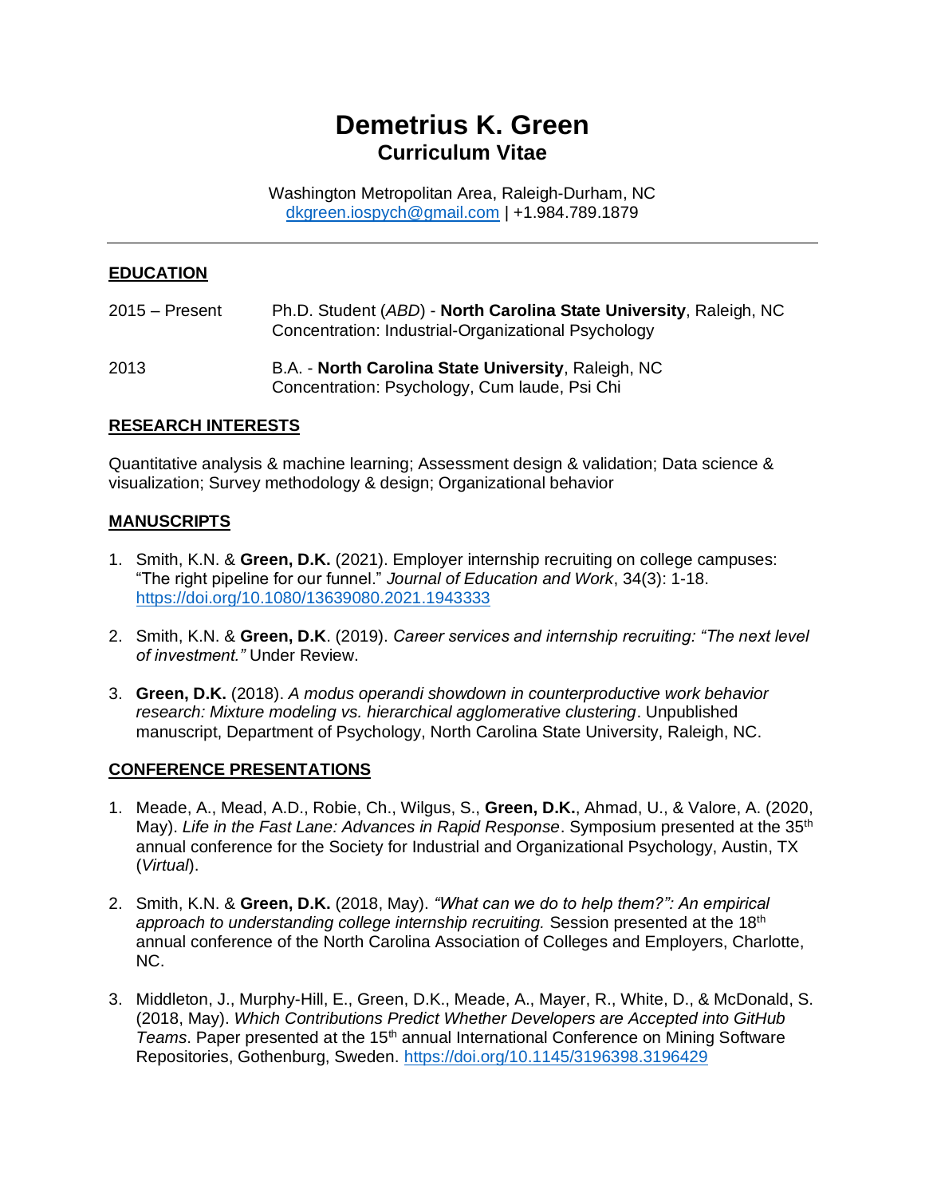# Demetrius K. Green
## Curriculum Vitae

Washington Metropolitan Area, Raleigh-Durham, NC
dkgreen.iospych@gmail.com | +1.984.789.1879

---

## EDUCATION

2015 – Present — Ph.D. Student (*ABD*) - **North Carolina State University**, Raleigh, NC
Concentration: Industrial-Organizational Psychology

2013 — B.A. - **North Carolina State University**, Raleigh, NC
Concentration: Psychology, Cum laude, Psi Chi

## RESEARCH INTERESTS

Quantitative analysis & machine learning; Assessment design & validation; Data science & visualization; Survey methodology & design; Organizational behavior

## MANUSCRIPTS

1. Smith, K.N. & **Green, D.K.** (2021). Employer internship recruiting on college campuses: "The right pipeline for our funnel." *Journal of Education and Work*, 34(3): 1-18. https://doi.org/10.1080/13639080.2021.1943333

2. Smith, K.N. & **Green, D.K**. (2019). *Career services and internship recruiting: "The next level of investment."* Under Review.

3. **Green, D.K.** (2018). *A modus operandi showdown in counterproductive work behavior research: Mixture modeling vs. hierarchical agglomerative clustering*. Unpublished manuscript, Department of Psychology, North Carolina State University, Raleigh, NC.

## CONFERENCE PRESENTATIONS

1. Meade, A., Mead, A.D., Robie, Ch., Wilgus, S., **Green, D.K.**, Ahmad, U., & Valore, A. (2020, May). *Life in the Fast Lane: Advances in Rapid Response*. Symposium presented at the 35th annual conference for the Society for Industrial and Organizational Psychology, Austin, TX (*Virtual*).

2. Smith, K.N. & **Green, D.K.** (2018, May). *"What can we do to help them?": An empirical approach to understanding college internship recruiting.* Session presented at the 18th annual conference of the North Carolina Association of Colleges and Employers, Charlotte, NC.

3. Middleton, J., Murphy-Hill, E., Green, D.K., Meade, A., Mayer, R., White, D., & McDonald, S. (2018, May). *Which Contributions Predict Whether Developers are Accepted into GitHub Teams*. Paper presented at the 15th annual International Conference on Mining Software Repositories, Gothenburg, Sweden. https://doi.org/10.1145/3196398.3196429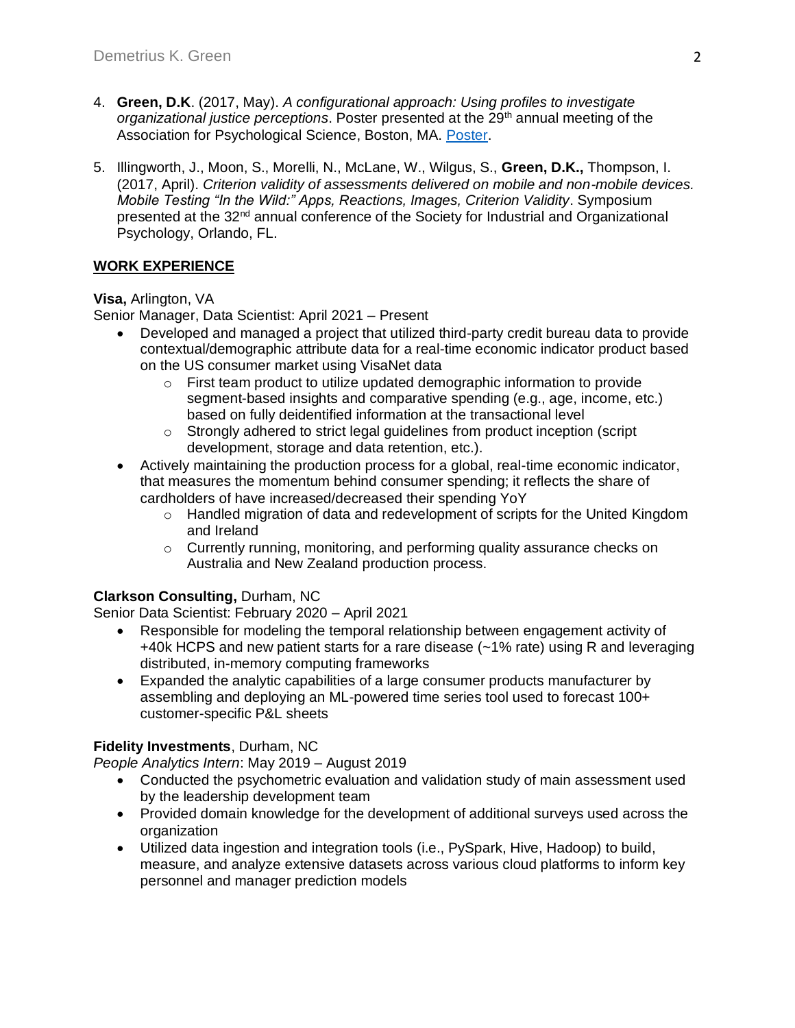4. **Green, D.K**. (2017, May). *A configurational approach: Using profiles to investigate organizational justice perceptions*. Poster presented at the 29th annual meeting of the Association for Psychological Science, Boston, MA. Poster.

5. Illingworth, J., Moon, S., Morelli, N., McLane, W., Wilgus, S., **Green, D.K.,** Thompson, I. (2017, April). *Criterion validity of assessments delivered on mobile and non-mobile devices. Mobile Testing "In the Wild:" Apps, Reactions, Images, Criterion Validity*. Symposium presented at the 32nd annual conference of the Society for Industrial and Organizational Psychology, Orlando, FL.

## WORK EXPERIENCE

**Visa,** Arlington, VA
Senior Manager, Data Scientist: April 2021 – Present

- Developed and managed a project that utilized third-party credit bureau data to provide contextual/demographic attribute data for a real-time economic indicator product based on the US consumer market using VisaNet data
  - First team product to utilize updated demographic information to provide segment-based insights and comparative spending (e.g., age, income, etc.) based on fully deidentified information at the transactional level
  - Strongly adhered to strict legal guidelines from product inception (script development, storage and data retention, etc.).
- Actively maintaining the production process for a global, real-time economic indicator, that measures the momentum behind consumer spending; it reflects the share of cardholders of have increased/decreased their spending YoY
  - Handled migration of data and redevelopment of scripts for the United Kingdom and Ireland
  - Currently running, monitoring, and performing quality assurance checks on Australia and New Zealand production process.

**Clarkson Consulting,** Durham, NC
Senior Data Scientist: February 2020 – April 2021

- Responsible for modeling the temporal relationship between engagement activity of +40k HCPS and new patient starts for a rare disease (~1% rate) using R and leveraging distributed, in-memory computing frameworks
- Expanded the analytic capabilities of a large consumer products manufacturer by assembling and deploying an ML-powered time series tool used to forecast 100+ customer-specific P&L sheets

**Fidelity Investments**, Durham, NC
*People Analytics Intern*: May 2019 – August 2019

- Conducted the psychometric evaluation and validation study of main assessment used by the leadership development team
- Provided domain knowledge for the development of additional surveys used across the organization
- Utilized data ingestion and integration tools (i.e., PySpark, Hive, Hadoop) to build, measure, and analyze extensive datasets across various cloud platforms to inform key personnel and manager prediction models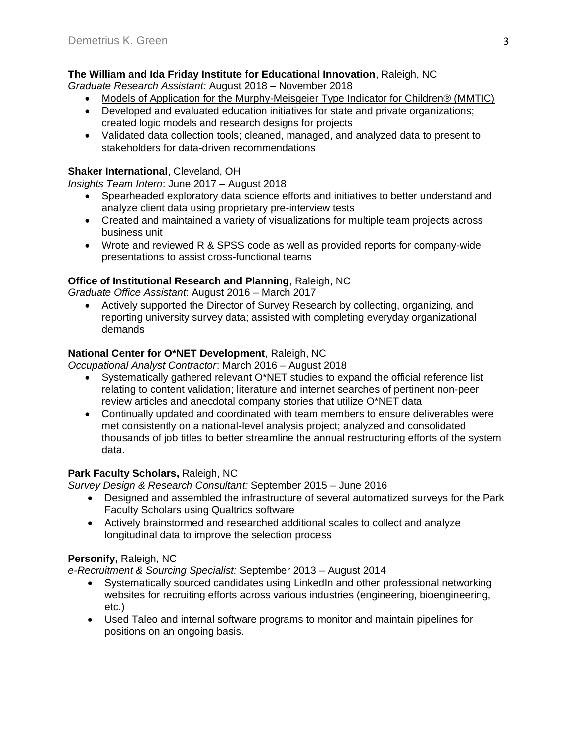**The William and Ida Friday Institute for Educational Innovation**, Raleigh, NC
*Graduate Research Assistant:* August 2018 – November 2018

- Models of Application for the Murphy-Meisgeier Type Indicator for Children® (MMTIC)
- Developed and evaluated education initiatives for state and private organizations; created logic models and research designs for projects
- Validated data collection tools; cleaned, managed, and analyzed data to present to stakeholders for data-driven recommendations

**Shaker International**, Cleveland, OH
*Insights Team Intern*: June 2017 – August 2018

- Spearheaded exploratory data science efforts and initiatives to better understand and analyze client data using proprietary pre-interview tests
- Created and maintained a variety of visualizations for multiple team projects across business unit
- Wrote and reviewed R & SPSS code as well as provided reports for company-wide presentations to assist cross-functional teams

**Office of Institutional Research and Planning**, Raleigh, NC
*Graduate Office Assistant*: August 2016 – March 2017

- Actively supported the Director of Survey Research by collecting, organizing, and reporting university survey data; assisted with completing everyday organizational demands

**National Center for O*NET Development**, Raleigh, NC
*Occupational Analyst Contractor*: March 2016 – August 2018

- Systematically gathered relevant O*NET studies to expand the official reference list relating to content validation; literature and internet searches of pertinent non-peer review articles and anecdotal company stories that utilize O*NET data
- Continually updated and coordinated with team members to ensure deliverables were met consistently on a national-level analysis project; analyzed and consolidated thousands of job titles to better streamline the annual restructuring efforts of the system data.

**Park Faculty Scholars,** Raleigh, NC
*Survey Design & Research Consultant:* September 2015 – June 2016

- Designed and assembled the infrastructure of several automatized surveys for the Park Faculty Scholars using Qualtrics software
- Actively brainstormed and researched additional scales to collect and analyze longitudinal data to improve the selection process

**Personify,** Raleigh, NC
*e-Recruitment & Sourcing Specialist:* September 2013 – August 2014

- Systematically sourced candidates using LinkedIn and other professional networking websites for recruiting efforts across various industries (engineering, bioengineering, etc.)
- Used Taleo and internal software programs to monitor and maintain pipelines for positions on an ongoing basis.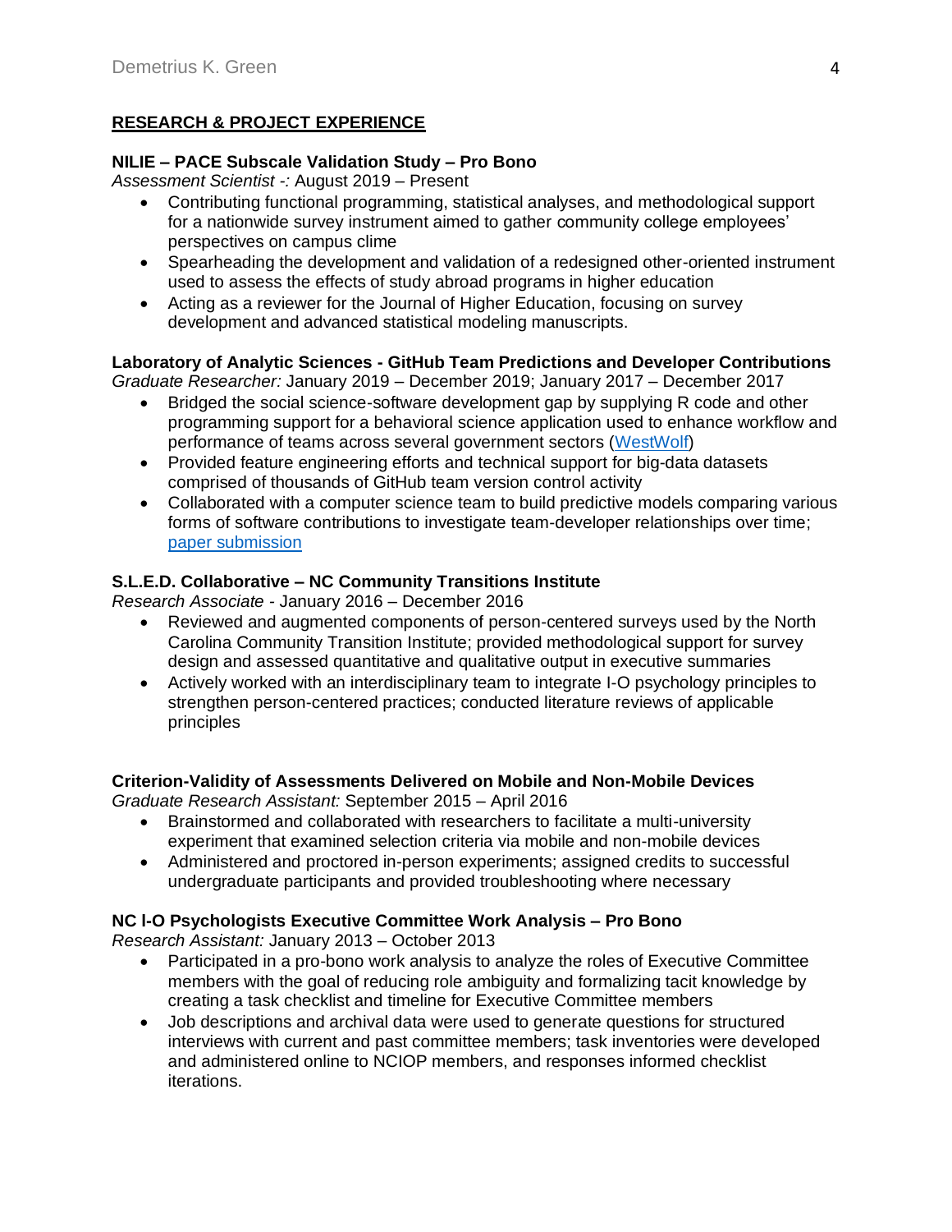## RESEARCH & PROJECT EXPERIENCE

**NILIE – PACE Subscale Validation Study – Pro Bono**
*Assessment Scientist -:* August 2019 – Present

- Contributing functional programming, statistical analyses, and methodological support for a nationwide survey instrument aimed to gather community college employees' perspectives on campus clime
- Spearheading the development and validation of a redesigned other-oriented instrument used to assess the effects of study abroad programs in higher education
- Acting as a reviewer for the Journal of Higher Education, focusing on survey development and advanced statistical modeling manuscripts.

**Laboratory of Analytic Sciences - GitHub Team Predictions and Developer Contributions**
*Graduate Researcher:* January 2019 – December 2019; January 2017 – December 2017

- Bridged the social science-software development gap by supplying R code and other programming support for a behavioral science application used to enhance workflow and performance of teams across several government sectors (WestWolf)
- Provided feature engineering efforts and technical support for big-data datasets comprised of thousands of GitHub team version control activity
- Collaborated with a computer science team to build predictive models comparing various forms of software contributions to investigate team-developer relationships over time; paper submission

**S.L.E.D. Collaborative – NC Community Transitions Institute**
*Research Associate* - January 2016 – December 2016

- Reviewed and augmented components of person-centered surveys used by the North Carolina Community Transition Institute; provided methodological support for survey design and assessed quantitative and qualitative output in executive summaries
- Actively worked with an interdisciplinary team to integrate I-O psychology principles to strengthen person-centered practices; conducted literature reviews of applicable principles

**Criterion-Validity of Assessments Delivered on Mobile and Non-Mobile Devices**
*Graduate Research Assistant:* September 2015 – April 2016

- Brainstormed and collaborated with researchers to facilitate a multi-university experiment that examined selection criteria via mobile and non-mobile devices
- Administered and proctored in-person experiments; assigned credits to successful undergraduate participants and provided troubleshooting where necessary

**NC I-O Psychologists Executive Committee Work Analysis – Pro Bono**
*Research Assistant:* January 2013 – October 2013

- Participated in a pro-bono work analysis to analyze the roles of Executive Committee members with the goal of reducing role ambiguity and formalizing tacit knowledge by creating a task checklist and timeline for Executive Committee members
- Job descriptions and archival data were used to generate questions for structured interviews with current and past committee members; task inventories were developed and administered online to NCIOP members, and responses informed checklist iterations.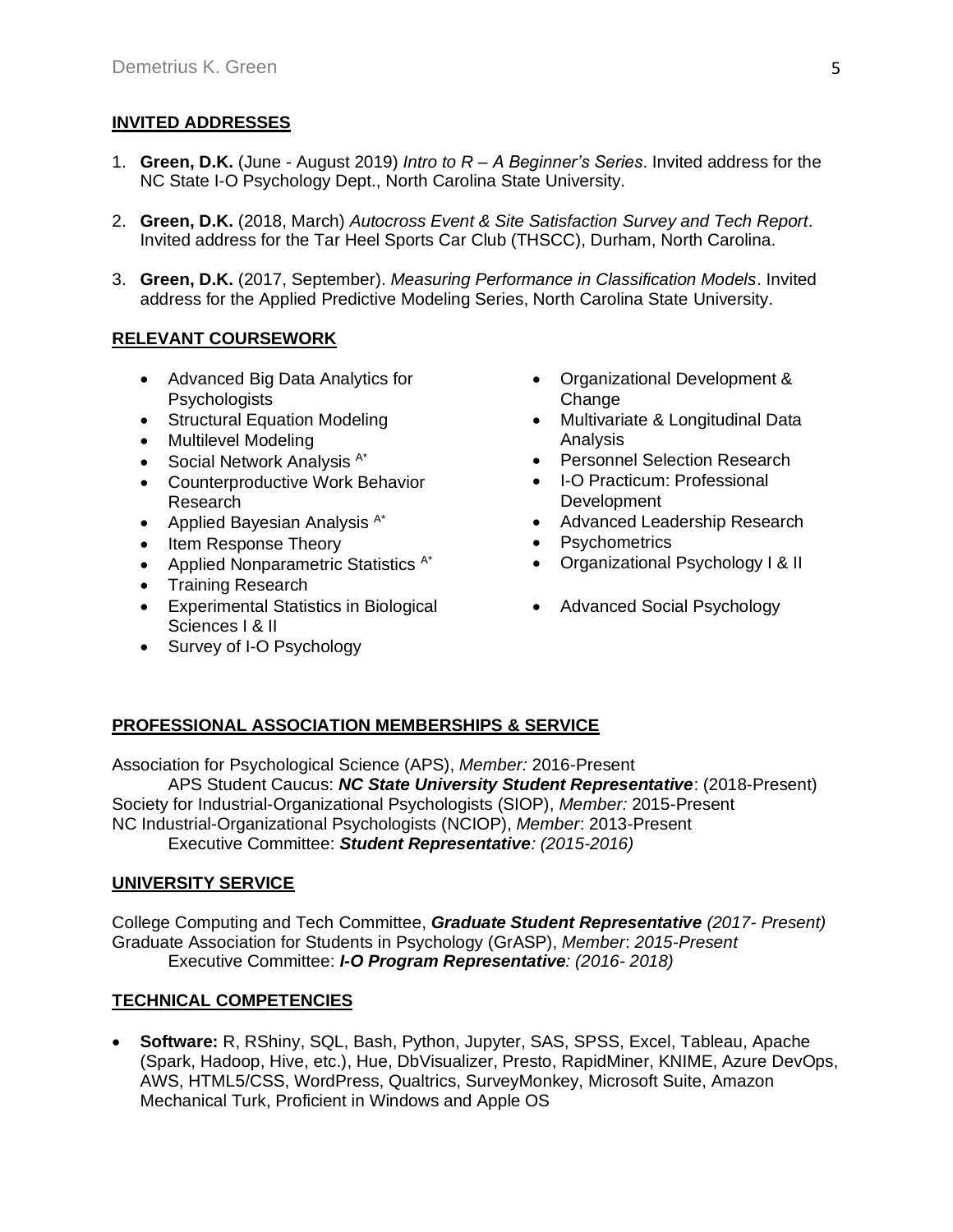## INVITED ADDRESSES

1. **Green, D.K.** (June - August 2019) *Intro to R – A Beginner's Series*. Invited address for the NC State I-O Psychology Dept., North Carolina State University.

2. **Green, D.K.** (2018, March) *Autocross Event & Site Satisfaction Survey and Tech Report*. Invited address for the Tar Heel Sports Car Club (THSCC), Durham, North Carolina.

3. **Green, D.K.** (2017, September). *Measuring Performance in Classification Models*. Invited address for the Applied Predictive Modeling Series, North Carolina State University.

## RELEVANT COURSEWORK

- Advanced Big Data Analytics for Psychologists
- Structural Equation Modeling
- Multilevel Modeling
- Social Network Analysis [A*]
- Counterproductive Work Behavior Research
- Applied Bayesian Analysis [A*]
- Item Response Theory
- Applied Nonparametric Statistics [A*]
- Training Research
- Experimental Statistics in Biological Sciences I & II
- Survey of I-O Psychology
- Organizational Development & Change
- Multivariate & Longitudinal Data Analysis
- Personnel Selection Research
- I-O Practicum: Professional Development
- Advanced Leadership Research
- Psychometrics
- Organizational Psychology I & II
- Advanced Social Psychology

## PROFESSIONAL ASSOCIATION MEMBERSHIPS & SERVICE

Association for Psychological Science (APS), *Member:* 2016-Present
    APS Student Caucus: ***NC State University Student Representative***: (2018-Present)
Society for Industrial-Organizational Psychologists (SIOP), *Member:* 2015-Present
NC Industrial-Organizational Psychologists (NCIOP), *Member*: 2013-Present
    Executive Committee: ***Student Representative****: (2015-2016)*

## UNIVERSITY SERVICE

College Computing and Tech Committee, ***Graduate Student Representative*** *(2017- Present)*
Graduate Association for Students in Psychology (GrASP), *Member*: *2015-Present*
    Executive Committee: ***I-O Program Representative****: (2016- 2018)*

## TECHNICAL COMPETENCIES

- **Software:** R, RShiny, SQL, Bash, Python, Jupyter, SAS, SPSS, Excel, Tableau, Apache (Spark, Hadoop, Hive, etc.), Hue, DbVisualizer, Presto, RapidMiner, KNIME, Azure DevOps, AWS, HTML5/CSS, WordPress, Qualtrics, SurveyMonkey, Microsoft Suite, Amazon Mechanical Turk, Proficient in Windows and Apple OS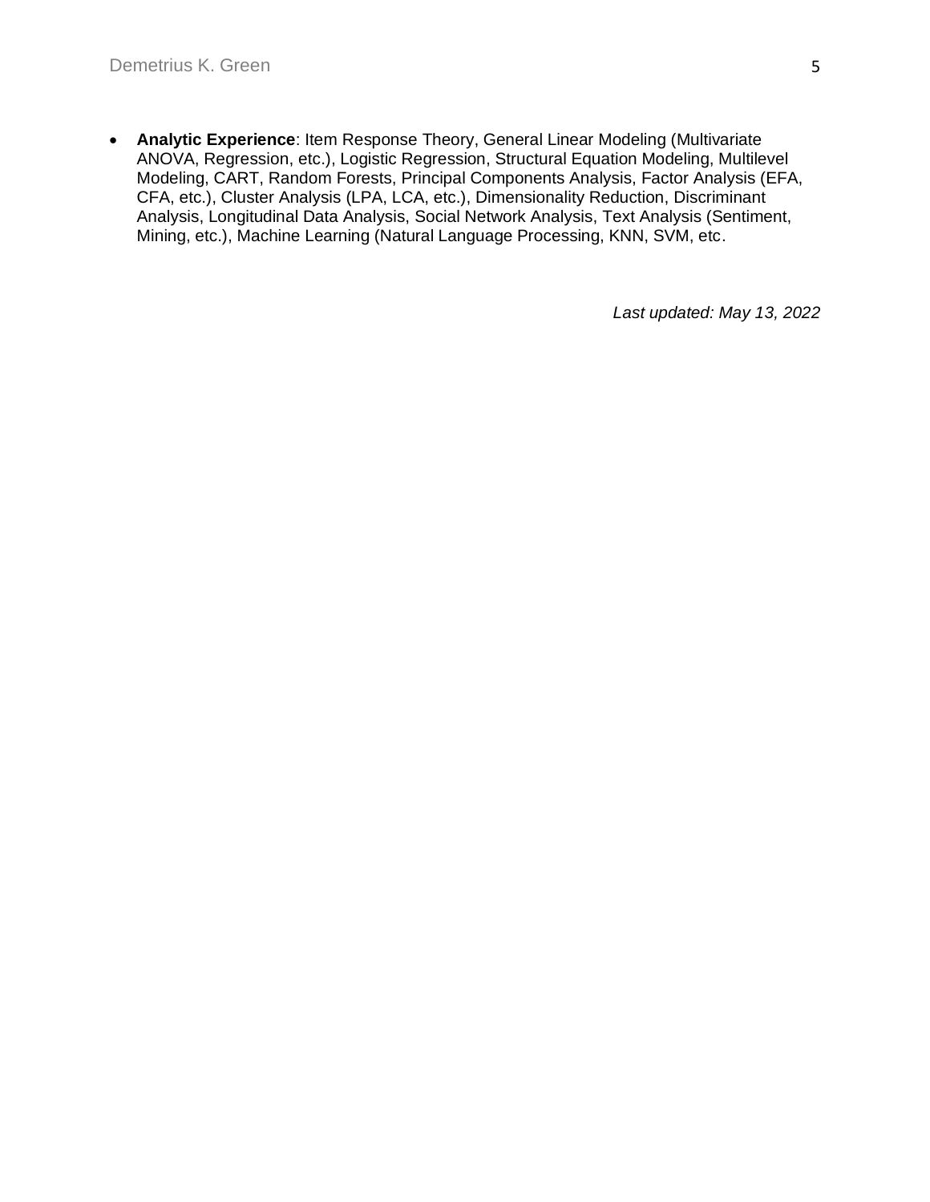- **Analytic Experience**: Item Response Theory, General Linear Modeling (Multivariate ANOVA, Regression, etc.), Logistic Regression, Structural Equation Modeling, Multilevel Modeling, CART, Random Forests, Principal Components Analysis, Factor Analysis (EFA, CFA, etc.), Cluster Analysis (LPA, LCA, etc.), Dimensionality Reduction, Discriminant Analysis, Longitudinal Data Analysis, Social Network Analysis, Text Analysis (Sentiment, Mining, etc.), Machine Learning (Natural Language Processing, KNN, SVM, etc.

*Last updated: May 13, 2022*